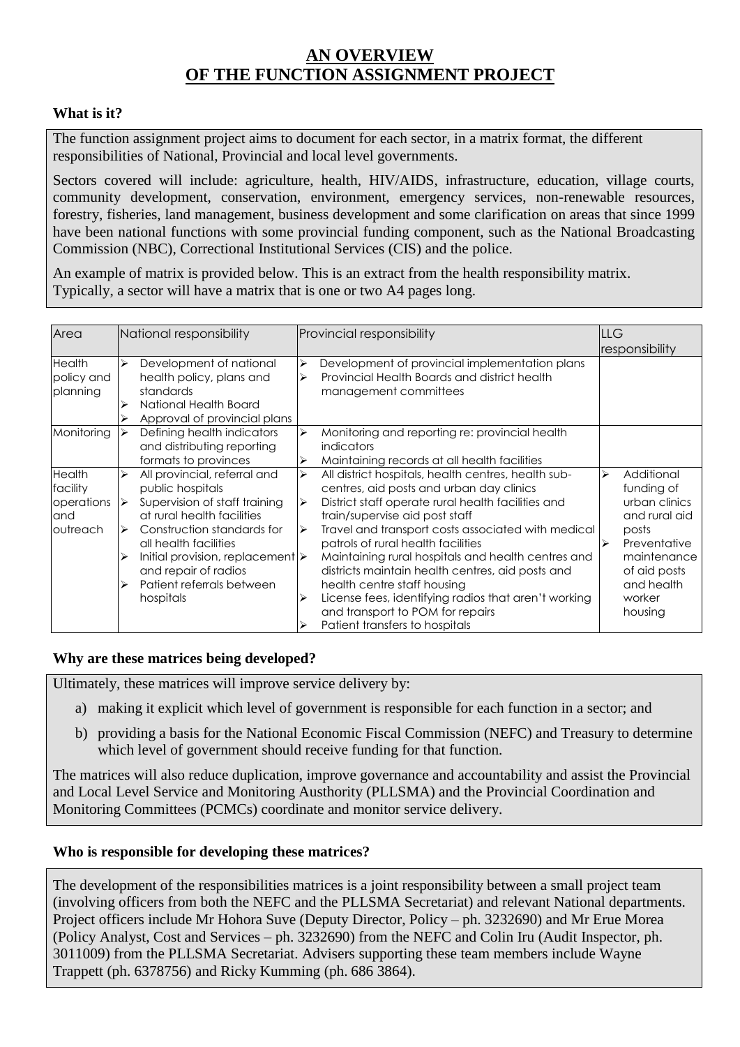# AN OVERVIEW OF THE FUNCTION ASSIGNMENT PROJECT

### What is it?

The function assignment project aims to document for each sector, in a matrix format, the different responsibilities of National, Provincial and local level governments.

Sectors covered will include: agriculture, health, HIV/AIDS, infrastructure, education, village courts, community development, conservation, environment, emergency services, non-renewable resources, forestry, fisheries, land management, business development and some clarification on areas that since 1999 have been national functions with some provincial funding component, such as the National Broadcasting Commission (NBC), Correctional Institutional Services (CIS) and the police.

An example of matrix is provided below. This is an extract from the health responsibility matrix. Typically, a sector will have a matrix that is one or two A4 pages long.

| Area | National responsibility | Provincial responsibility | LLG responsibility |
|---|---|---|---|
| Health policy and planning | ➢ Development of national health policy, plans and standards<br>➢ National Health Board<br>➢ Approval of provincial plans | ➢ Development of provincial implementation plans<br>➢ Provincial Health Boards and district health management committees | |
| Monitoring | ➢ Defining health indicators and distributing reporting formats to provinces | ➢ Monitoring and reporting re: provincial health indicators<br>➢ Maintaining records at all health facilities | |
| Health facility operations and outreach | ➢ All provincial, referral and public hospitals<br>➢ Supervision of staff training at rural health facilities<br>➢ Construction standards for all health facilities<br>➢ Initial provision, replacement and repair of radios<br>➢ Patient referrals between hospitals | ➢ All district hospitals, health centres, health sub-centres, aid posts and urban day clinics<br>➢ District staff operate rural health facilities and train/supervise aid post staff<br>➢ Travel and transport costs associated with medical patrols of rural health facilities<br>➢ Maintaining rural hospitals and health centres and districts maintain health centres, aid posts and health centre staff housing<br>➢ License fees, identifying radios that aren't working and transport to POM for repairs<br>➢ Patient transfers to hospitals | ➢ Additional funding of urban clinics and rural aid posts<br>➢ Preventative maintenance of aid posts and health worker housing |

### Why are these matrices being developed?

Ultimately, these matrices will improve service delivery by:

a) making it explicit which level of government is responsible for each function in a sector; and
b) providing a basis for the National Economic Fiscal Commission (NEFC) and Treasury to determine which level of government should receive funding for that function.

The matrices will also reduce duplication, improve governance and accountability and assist the Provincial and Local Level Service and Monitoring Austhority (PLLSMA) and the Provincial Coordination and Monitoring Committees (PCMCs) coordinate and monitor service delivery.

### Who is responsible for developing these matrices?

The development of the responsibilities matrices is a joint responsibility between a small project team (involving officers from both the NEFC and the PLLSMA Secretariat) and relevant National departments. Project officers include Mr Hohora Suve (Deputy Director, Policy – ph. 3232690) and Mr Erue Morea (Policy Analyst, Cost and Services – ph. 3232690) from the NEFC and Colin Iru (Audit Inspector, ph. 3011009) from the PLLSMA Secretariat. Advisers supporting these team members include Wayne Trappett (ph. 6378756) and Ricky Kumming (ph. 686 3864).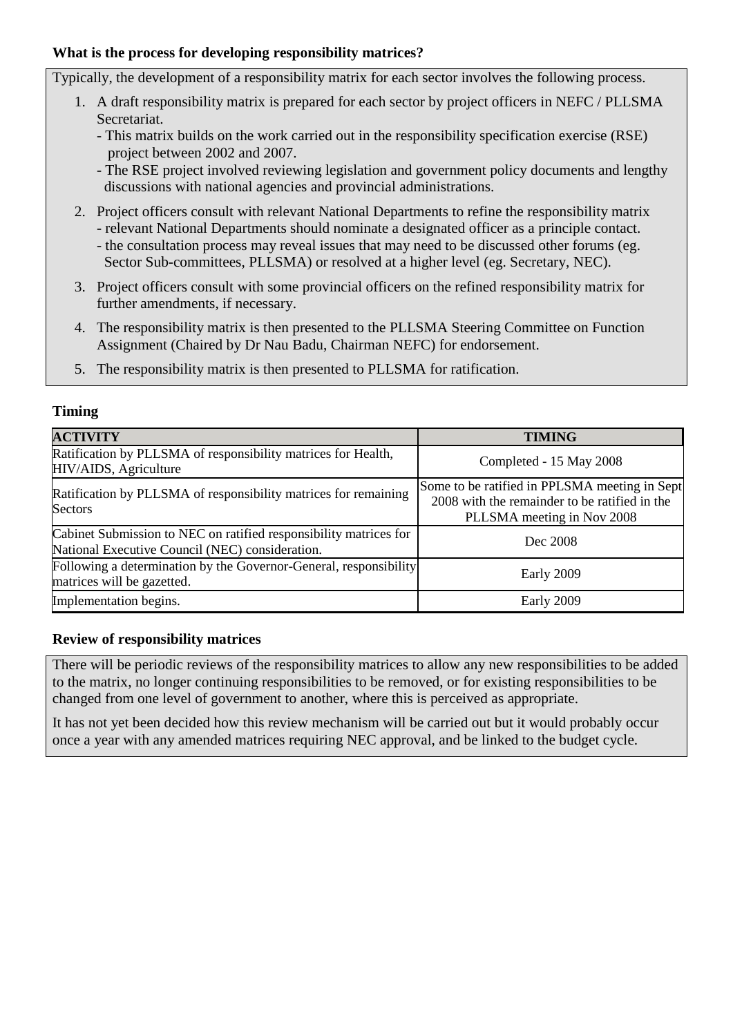**What is the process for developing responsibility matrices?**

Typically, the development of a responsibility matrix for each sector involves the following process.

1. A draft responsibility matrix is prepared for each sector by project officers in NEFC / PLLSMA Secretariat.
   - This matrix builds on the work carried out in the responsibility specification exercise (RSE) project between 2002 and 2007.
   - The RSE project involved reviewing legislation and government policy documents and lengthy discussions with national agencies and provincial administrations.
2. Project officers consult with relevant National Departments to refine the responsibility matrix
   - relevant National Departments should nominate a designated officer as a principle contact.
   - the consultation process may reveal issues that may need to be discussed other forums (eg. Sector Sub-committees, PLLSMA) or resolved at a higher level (eg. Secretary, NEC).
3. Project officers consult with some provincial officers on the refined responsibility matrix for further amendments, if necessary.
4. The responsibility matrix is then presented to the PLLSMA Steering Committee on Function Assignment (Chaired by Dr Nau Badu, Chairman NEFC) for endorsement.
5. The responsibility matrix is then presented to PLLSMA for ratification.

**Timing**

| ACTIVITY | TIMING |
|---|---|
| Ratification by PLLSMA of responsibility matrices for Health, HIV/AIDS, Agriculture | Completed - 15 May 2008 |
| Ratification by PLLSMA of responsibility matrices for remaining Sectors | Some to be ratified in PPLSMA meeting in Sept 2008 with the remainder to be ratified in the PLLSMA meeting in Nov 2008 |
| Cabinet Submission to NEC on ratified responsibility matrices for National Executive Council (NEC) consideration. | Dec 2008 |
| Following a determination by the Governor-General, responsibility matrices will be gazetted. | Early 2009 |
| Implementation begins. | Early 2009 |

**Review of responsibility matrices**

There will be periodic reviews of the responsibility matrices to allow any new responsibilities to be added to the matrix, no longer continuing responsibilities to be removed, or for existing responsibilities to be changed from one level of government to another, where this is perceived as appropriate.

It has not yet been decided how this review mechanism will be carried out but it would probably occur once a year with any amended matrices requiring NEC approval, and be linked to the budget cycle.